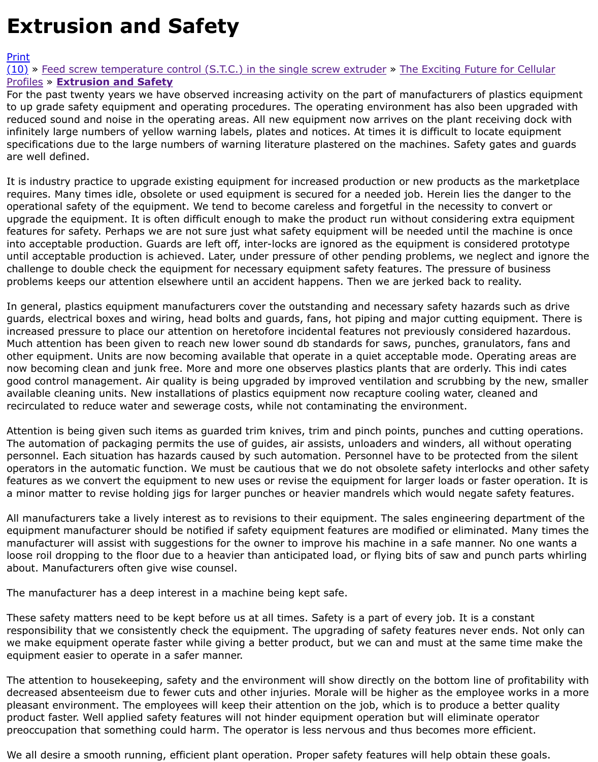# Extrusion and Safety

Print
(10) » Feed screw temperature control (S.T.C.) in the single screw extruder » The Exciting Future for Cellular Profiles » **Extrusion and Safety**

For the past twenty years we have observed increasing activity on the part of manufacturers of plastics equipment to up grade safety equipment and operating procedures. The operating environment has also been upgraded with reduced sound and noise in the operating areas. All new equipment now arrives on the plant receiving dock with infinitely large numbers of yellow warning labels, plates and notices. At times it is difficult to locate equipment specifications due to the large numbers of warning literature plastered on the machines. Safety gates and guards are well defined.

It is industry practice to upgrade existing equipment for increased production or new products as the marketplace requires. Many times idle, obsolete or used equipment is secured for a needed job. Herein lies the danger to the operational safety of the equipment. We tend to become careless and forgetful in the necessity to convert or upgrade the equipment. It is often difficult enough to make the product run without considering extra equipment features for safety. Perhaps we are not sure just what safety equipment will be needed until the machine is once into acceptable production. Guards are left off, inter-locks are ignored as the equipment is considered prototype until acceptable production is achieved. Later, under pressure of other pending problems, we neglect and ignore the challenge to double check the equipment for necessary equipment safety features. The pressure of business problems keeps our attention elsewhere until an accident happens. Then we are jerked back to reality.

In general, plastics equipment manufacturers cover the outstanding and necessary safety hazards such as drive guards, electrical boxes and wiring, head bolts and guards, fans, hot piping and major cutting equipment. There is increased pressure to place our attention on heretofore incidental features not previously considered hazardous. Much attention has been given to reach new lower sound db standards for saws, punches, granulators, fans and other equipment. Units are now becoming available that operate in a quiet acceptable mode. Operating areas are now becoming clean and junk free. More and more one observes plastics plants that are orderly. This indi cates good control management. Air quality is being upgraded by improved ventilation and scrubbing by the new, smaller available cleaning units. New installations of plastics equipment now recapture cooling water, cleaned and recirculated to reduce water and sewerage costs, while not contaminating the environment.

Attention is being given such items as guarded trim knives, trim and pinch points, punches and cutting operations. The automation of packaging permits the use of guides, air assists, unloaders and winders, all without operating personnel. Each situation has hazards caused by such automation. Personnel have to be protected from the silent operators in the automatic function. We must be cautious that we do not obsolete safety interlocks and other safety features as we convert the equipment to new uses or revise the equipment for larger loads or faster operation. It is a minor matter to revise holding jigs for larger punches or heavier mandrels which would negate safety features.

All manufacturers take a lively interest as to revisions to their equipment. The sales engineering department of the equipment manufacturer should be notified if safety equipment features are modified or eliminated. Many times the manufacturer will assist with suggestions for the owner to improve his machine in a safe manner. No one wants a loose roil dropping to the floor due to a heavier than anticipated load, or flying bits of saw and punch parts whirling about. Manufacturers often give wise counsel.

The manufacturer has a deep interest in a machine being kept safe.

These safety matters need to be kept before us at all times. Safety is a part of every job. It is a constant responsibility that we consistently check the equipment. The upgrading of safety features never ends. Not only can we make equipment operate faster while giving a better product, but we can and must at the same time make the equipment easier to operate in a safer manner.

The attention to housekeeping, safety and the environment will show directly on the bottom line of profitability with decreased absenteeism due to fewer cuts and other injuries. Morale will be higher as the employee works in a more pleasant environment. The employees will keep their attention on the job, which is to produce a better quality product faster. Well applied safety features will not hinder equipment operation but will eliminate operator preoccupation that something could harm. The operator is less nervous and thus becomes more efficient.

We all desire a smooth running, efficient plant operation. Proper safety features will help obtain these goals.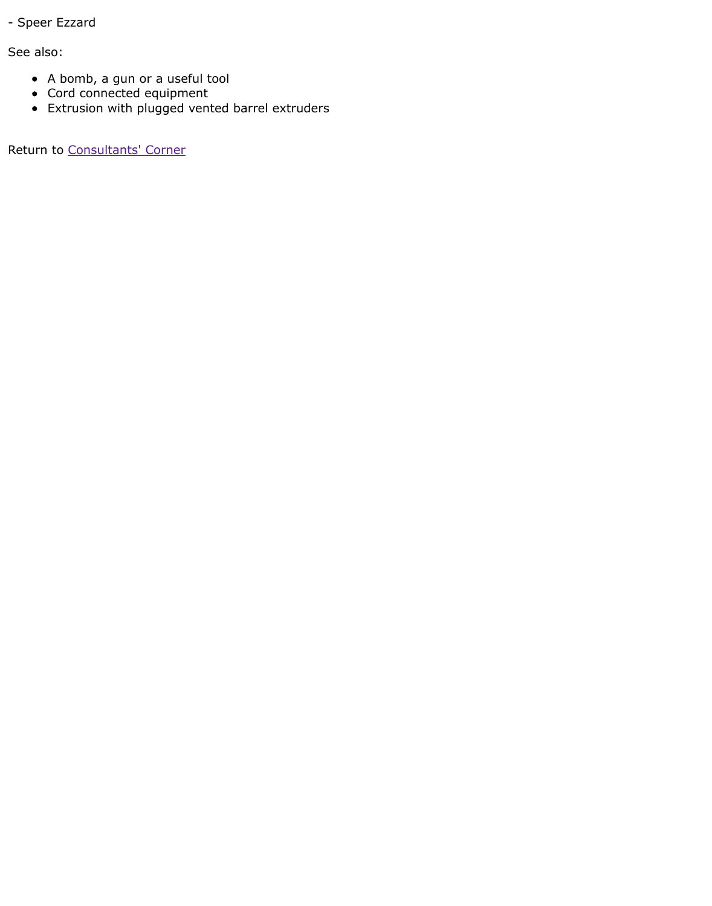- Speer Ezzard

See also:

- A bomb, a gun or a useful tool
- Cord connected equipment
- Extrusion with plugged vented barrel extruders

Return to Consultants' Corner